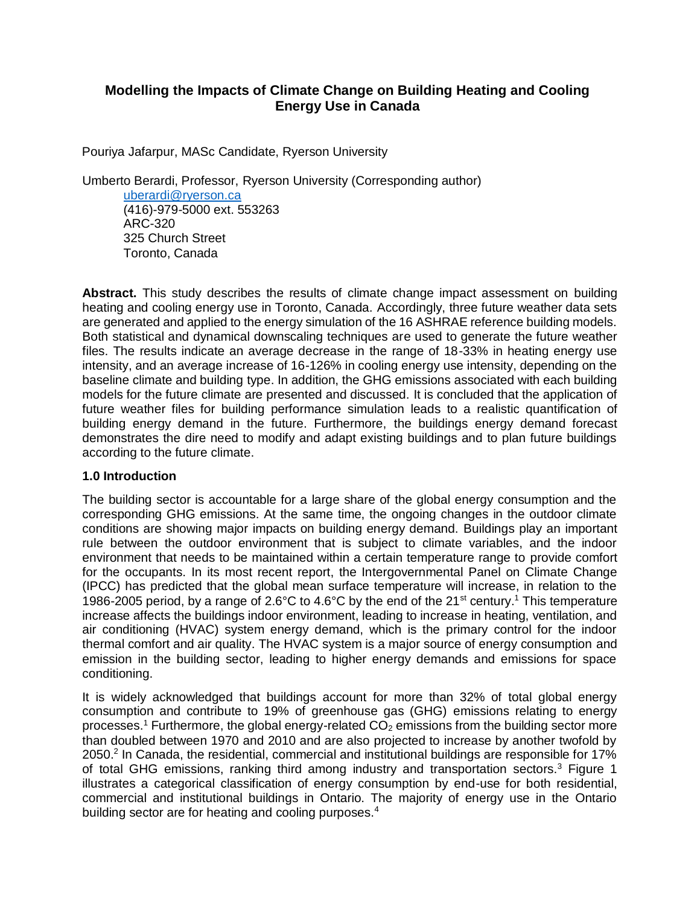# Modelling the Impacts of Climate Change on Building Heating and Cooling Energy Use in Canada

Pouriya Jafarpur, MASc Candidate, Ryerson University

Umberto Berardi, Professor, Ryerson University (Corresponding author)
uberardi@ryerson.ca
(416)-979-5000 ext. 553263
ARC-320
325 Church Street
Toronto, Canada

**Abstract.** This study describes the results of climate change impact assessment on building heating and cooling energy use in Toronto, Canada. Accordingly, three future weather data sets are generated and applied to the energy simulation of the 16 ASHRAE reference building models. Both statistical and dynamical downscaling techniques are used to generate the future weather files. The results indicate an average decrease in the range of 18-33% in heating energy use intensity, and an average increase of 16-126% in cooling energy use intensity, depending on the baseline climate and building type. In addition, the GHG emissions associated with each building models for the future climate are presented and discussed. It is concluded that the application of future weather files for building performance simulation leads to a realistic quantification of building energy demand in the future. Furthermore, the buildings energy demand forecast demonstrates the dire need to modify and adapt existing buildings and to plan future buildings according to the future climate.

## 1.0 Introduction

The building sector is accountable for a large share of the global energy consumption and the corresponding GHG emissions. At the same time, the ongoing changes in the outdoor climate conditions are showing major impacts on building energy demand. Buildings play an important rule between the outdoor environment that is subject to climate variables, and the indoor environment that needs to be maintained within a certain temperature range to provide comfort for the occupants. In its most recent report, the Intergovernmental Panel on Climate Change (IPCC) has predicted that the global mean surface temperature will increase, in relation to the 1986-2005 period, by a range of 2.6°C to 4.6°C by the end of the 21st century.[1] This temperature increase affects the buildings indoor environment, leading to increase in heating, ventilation, and air conditioning (HVAC) system energy demand, which is the primary control for the indoor thermal comfort and air quality. The HVAC system is a major source of energy consumption and emission in the building sector, leading to higher energy demands and emissions for space conditioning.

It is widely acknowledged that buildings account for more than 32% of total global energy consumption and contribute to 19% of greenhouse gas (GHG) emissions relating to energy processes.[1] Furthermore, the global energy-related $CO_2$ emissions from the building sector more than doubled between 1970 and 2010 and are also projected to increase by another twofold by 2050.[2] In Canada, the residential, commercial and institutional buildings are responsible for 17% of total GHG emissions, ranking third among industry and transportation sectors.[3] Figure 1 illustrates a categorical classification of energy consumption by end-use for both residential, commercial and institutional buildings in Ontario. The majority of energy use in the Ontario building sector are for heating and cooling purposes.[4]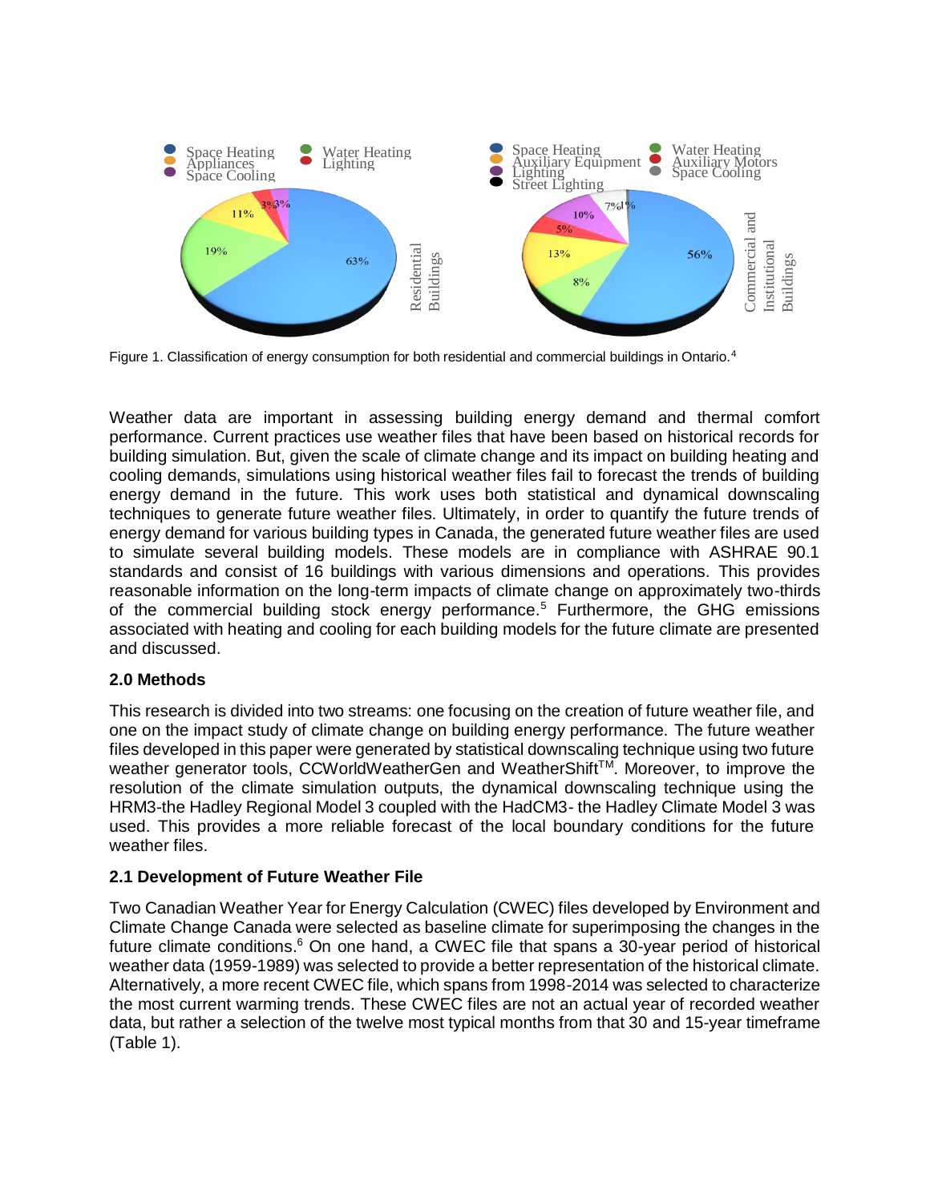Figure 1. Classification of energy consumption for both residential and commercial buildings in Ontario.[4]

Weather data are important in assessing building energy demand and thermal comfort performance. Current practices use weather files that have been based on historical records for building simulation. But, given the scale of climate change and its impact on building heating and cooling demands, simulations using historical weather files fail to forecast the trends of building energy demand in the future. This work uses both statistical and dynamical downscaling techniques to generate future weather files. Ultimately, in order to quantify the future trends of energy demand for various building types in Canada, the generated future weather files are used to simulate several building models. These models are in compliance with ASHRAE 90.1 standards and consist of 16 buildings with various dimensions and operations. This provides reasonable information on the long-term impacts of climate change on approximately two-thirds of the commercial building stock energy performance.[5] Furthermore, the GHG emissions associated with heating and cooling for each building models for the future climate are presented and discussed.

## 2.0 Methods

This research is divided into two streams: one focusing on the creation of future weather file, and one on the impact study of climate change on building energy performance. The future weather files developed in this paper were generated by statistical downscaling technique using two future weather generator tools, CCWorldWeatherGen and WeatherShift™. Moreover, to improve the resolution of the climate simulation outputs, the dynamical downscaling technique using the HRM3-the Hadley Regional Model 3 coupled with the HadCM3- the Hadley Climate Model 3 was used. This provides a more reliable forecast of the local boundary conditions for the future weather files.

### 2.1 Development of Future Weather File

Two Canadian Weather Year for Energy Calculation (CWEC) files developed by Environment and Climate Change Canada were selected as baseline climate for superimposing the changes in the future climate conditions.[6] On one hand, a CWEC file that spans a 30-year period of historical weather data (1959-1989) was selected to provide a better representation of the historical climate. Alternatively, a more recent CWEC file, which spans from 1998-2014 was selected to characterize the most current warming trends. These CWEC files are not an actual year of recorded weather data, but rather a selection of the twelve most typical months from that 30 and 15-year timeframe (Table 1).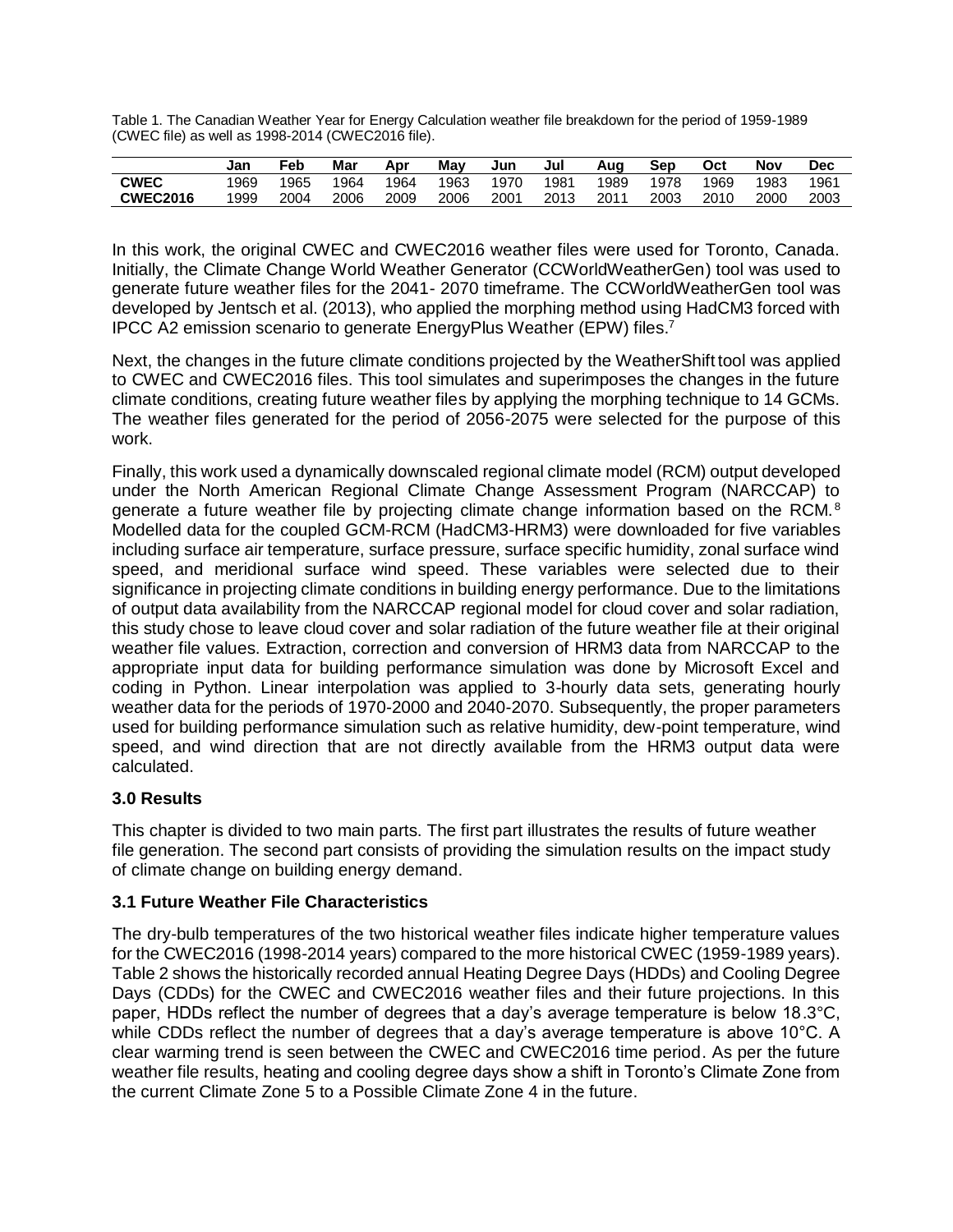Table 1. The Canadian Weather Year for Energy Calculation weather file breakdown for the period of 1959-1989 (CWEC file) as well as 1998-2014 (CWEC2016 file).

| | Jan | Feb | Mar | Apr | May | Jun | Jul | Aug | Sep | Oct | Nov | Dec |
|---|---|---|---|---|---|---|---|---|---|---|---|---|
| **CWEC** | 1969 | 1965 | 1964 | 1964 | 1963 | 1970 | 1981 | 1989 | 1978 | 1969 | 1983 | 1961 |
| **CWEC2016** | 1999 | 2004 | 2006 | 2009 | 2006 | 2001 | 2013 | 2011 | 2003 | 2010 | 2000 | 2003 |

In this work, the original CWEC and CWEC2016 weather files were used for Toronto, Canada. Initially, the Climate Change World Weather Generator (CCWorldWeatherGen) tool was used to generate future weather files for the 2041- 2070 timeframe. The CCWorldWeatherGen tool was developed by Jentsch et al. (2013), who applied the morphing method using HadCM3 forced with IPCC A2 emission scenario to generate EnergyPlus Weather (EPW) files.[7]

Next, the changes in the future climate conditions projected by the WeatherShift tool was applied to CWEC and CWEC2016 files. This tool simulates and superimposes the changes in the future climate conditions, creating future weather files by applying the morphing technique to 14 GCMs. The weather files generated for the period of 2056-2075 were selected for the purpose of this work.

Finally, this work used a dynamically downscaled regional climate model (RCM) output developed under the North American Regional Climate Change Assessment Program (NARCCAP) to generate a future weather file by projecting climate change information based on the RCM.[8] Modelled data for the coupled GCM-RCM (HadCM3-HRM3) were downloaded for five variables including surface air temperature, surface pressure, surface specific humidity, zonal surface wind speed, and meridional surface wind speed. These variables were selected due to their significance in projecting climate conditions in building energy performance. Due to the limitations of output data availability from the NARCCAP regional model for cloud cover and solar radiation, this study chose to leave cloud cover and solar radiation of the future weather file at their original weather file values. Extraction, correction and conversion of HRM3 data from NARCCAP to the appropriate input data for building performance simulation was done by Microsoft Excel and coding in Python. Linear interpolation was applied to 3-hourly data sets, generating hourly weather data for the periods of 1970-2000 and 2040-2070. Subsequently, the proper parameters used for building performance simulation such as relative humidity, dew-point temperature, wind speed, and wind direction that are not directly available from the HRM3 output data were calculated.

## 3.0 Results

This chapter is divided to two main parts. The first part illustrates the results of future weather file generation. The second part consists of providing the simulation results on the impact study of climate change on building energy demand.

### 3.1 Future Weather File Characteristics

The dry-bulb temperatures of the two historical weather files indicate higher temperature values for the CWEC2016 (1998-2014 years) compared to the more historical CWEC (1959-1989 years). Table 2 shows the historically recorded annual Heating Degree Days (HDDs) and Cooling Degree Days (CDDs) for the CWEC and CWEC2016 weather files and their future projections. In this paper, HDDs reflect the number of degrees that a day's average temperature is below 18.3°C, while CDDs reflect the number of degrees that a day's average temperature is above 10°C. A clear warming trend is seen between the CWEC and CWEC2016 time period. As per the future weather file results, heating and cooling degree days show a shift in Toronto's Climate Zone from the current Climate Zone 5 to a Possible Climate Zone 4 in the future.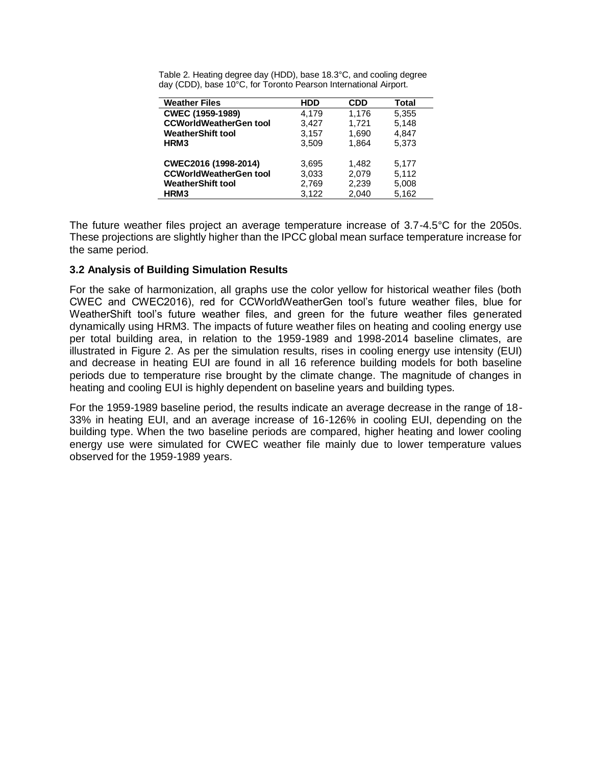Table 2. Heating degree day (HDD), base 18.3°C, and cooling degree day (CDD), base 10°C, for Toronto Pearson International Airport.

| Weather Files | HDD | CDD | Total |
|---|---|---|---|
| **CWEC (1959-1989)** | 4,179 | 1,176 | 5,355 |
| **CCWorldWeatherGen tool** | 3,427 | 1,721 | 5,148 |
| **WeatherShift tool** | 3,157 | 1,690 | 4,847 |
| **HRM3** | 3,509 | 1,864 | 5,373 |
| **CWEC2016 (1998-2014)** | 3,695 | 1,482 | 5,177 |
| **CCWorldWeatherGen tool** | 3,033 | 2,079 | 5,112 |
| **WeatherShift tool** | 2,769 | 2,239 | 5,008 |
| **HRM3** | 3,122 | 2,040 | 5,162 |

The future weather files project an average temperature increase of 3.7-4.5°C for the 2050s. These projections are slightly higher than the IPCC global mean surface temperature increase for the same period.

### 3.2 Analysis of Building Simulation Results

For the sake of harmonization, all graphs use the color yellow for historical weather files (both CWEC and CWEC2016), red for CCWorldWeatherGen tool's future weather files, blue for WeatherShift tool's future weather files, and green for the future weather files generated dynamically using HRM3. The impacts of future weather files on heating and cooling energy use per total building area, in relation to the 1959-1989 and 1998-2014 baseline climates, are illustrated in Figure 2. As per the simulation results, rises in cooling energy use intensity (EUI) and decrease in heating EUI are found in all 16 reference building models for both baseline periods due to temperature rise brought by the climate change. The magnitude of changes in heating and cooling EUI is highly dependent on baseline years and building types.

For the 1959-1989 baseline period, the results indicate an average decrease in the range of 18-33% in heating EUI, and an average increase of 16-126% in cooling EUI, depending on the building type. When the two baseline periods are compared, higher heating and lower cooling energy use were simulated for CWEC weather file mainly due to lower temperature values observed for the 1959-1989 years.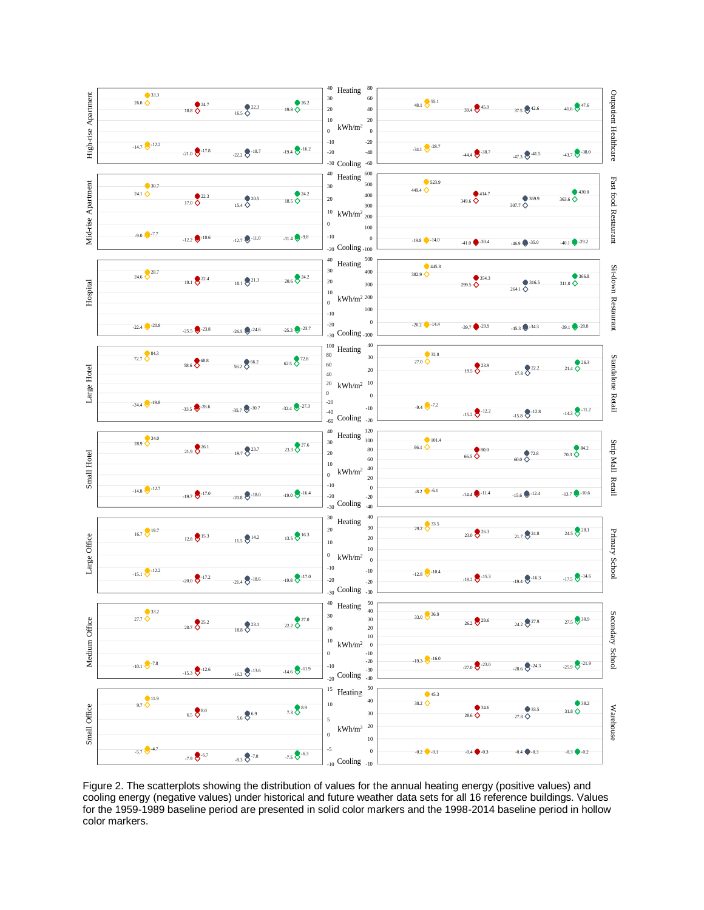Figure 2. The scatterplots showing the distribution of values for the annual heating energy (positive values) and cooling energy (negative values) under historical and future weather data sets for all 16 reference buildings. Values for the 1959-1989 baseline period are presented in solid color markers and the 1998-2014 baseline period in hollow color markers.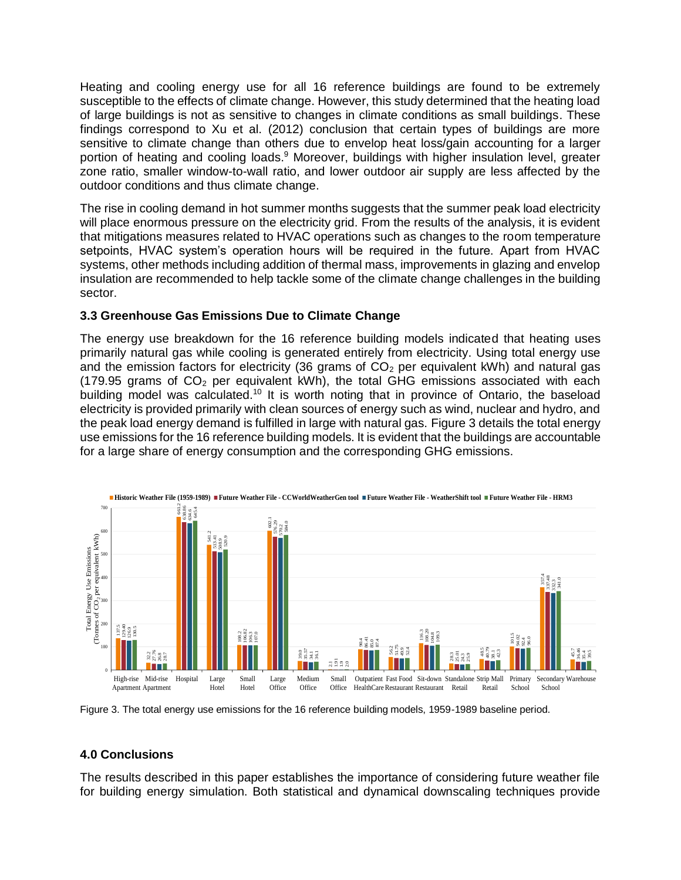Heating and cooling energy use for all 16 reference buildings are found to be extremely susceptible to the effects of climate change. However, this study determined that the heating load of large buildings is not as sensitive to changes in climate conditions as small buildings. These findings correspond to Xu et al. (2012) conclusion that certain types of buildings are more sensitive to climate change than others due to envelop heat loss/gain accounting for a larger portion of heating and cooling loads.[9] Moreover, buildings with higher insulation level, greater zone ratio, smaller window-to-wall ratio, and lower outdoor air supply are less affected by the outdoor conditions and thus climate change.

The rise in cooling demand in hot summer months suggests that the summer peak load electricity will place enormous pressure on the electricity grid. From the results of the analysis, it is evident that mitigations measures related to HVAC operations such as changes to the room temperature setpoints, HVAC system's operation hours will be required in the future. Apart from HVAC systems, other methods including addition of thermal mass, improvements in glazing and envelop insulation are recommended to help tackle some of the climate change challenges in the building sector.

### 3.3 Greenhouse Gas Emissions Due to Climate Change

The energy use breakdown for the 16 reference building models indicated that heating uses primarily natural gas while cooling is generated entirely from electricity. Using total energy use and the emission factors for electricity (36 grams of $CO_2$ per equivalent kWh) and natural gas (179.95 grams of $CO_2$ per equivalent kWh), the total GHG emissions associated with each building model was calculated.[10] It is worth noting that in province of Ontario, the baseload electricity is provided primarily with clean sources of energy such as wind, nuclear and hydro, and the peak load energy demand is fulfilled in large with natural gas. Figure 3 details the total energy use emissions for the 16 reference building models. It is evident that the buildings are accountable for a large share of energy consumption and the corresponding GHG emissions.

Total Energy Use Emissions (Tonnes of $CO_2$ per equivalent kWh)

| Building | Historic Weather File (1959-1989) | Future Weather File - CCWorldWeatherGen tool | Future Weather File - WeatherShift tool | Future Weather File - HRM3 |
|---|---|---|---|---|
| High-rise Apartment | 137.5 | 129.40 | 126.9 | 130.5 |
| Mid-rise Apartment | 32.2 | 27.76 | 26.8 | 28.7 |
| Hospital | 661.2 | 638.86 | 634.6 | 645.4 |
| Large Hotel | 541.2 | 513.41 | 508.9 | 520.9 |
| Small Hotel | 108.2 | 106.82 | 106.3 | 107.0 |
| Large Office | 602.1 | 576.29 | 570.2 | 584.0 |
| Medium Office | 39.0 | 35.57 | 34.1 | 36.1 |
| Small Office | 2.1 | 1.91 | 1.9 | 2.0 |
| Outpatient HealthCare | 90.4 | 86.41 | 85.0 | 87.4 |
| Fast Food Restaurant | 56.2 | 51.75 | 49.9 | 52.4 |
| Sit-down Restaurant | 116.3 | 108.20 | 104.8 | 109.3 |
| Standalone Retail | 28.3 | 25.01 | 24.3 | 25.9 |
| Strip Mall Retail | 48.5 | 40.79 | 38.1 | 42.3 |
| Primary School | 101.5 | 94.02 | 92.4 | 96.0 |
| Secondary School | 357.4 | 337.48 | 332.3 | 341.0 |
| Warehouse | 45.7 | 36.46 | 35.4 | 39.5 |

Figure 3. The total energy use emissions for the 16 reference building models, 1959-1989 baseline period.

## 4.0 Conclusions

The results described in this paper establishes the importance of considering future weather file for building energy simulation. Both statistical and dynamical downscaling techniques provide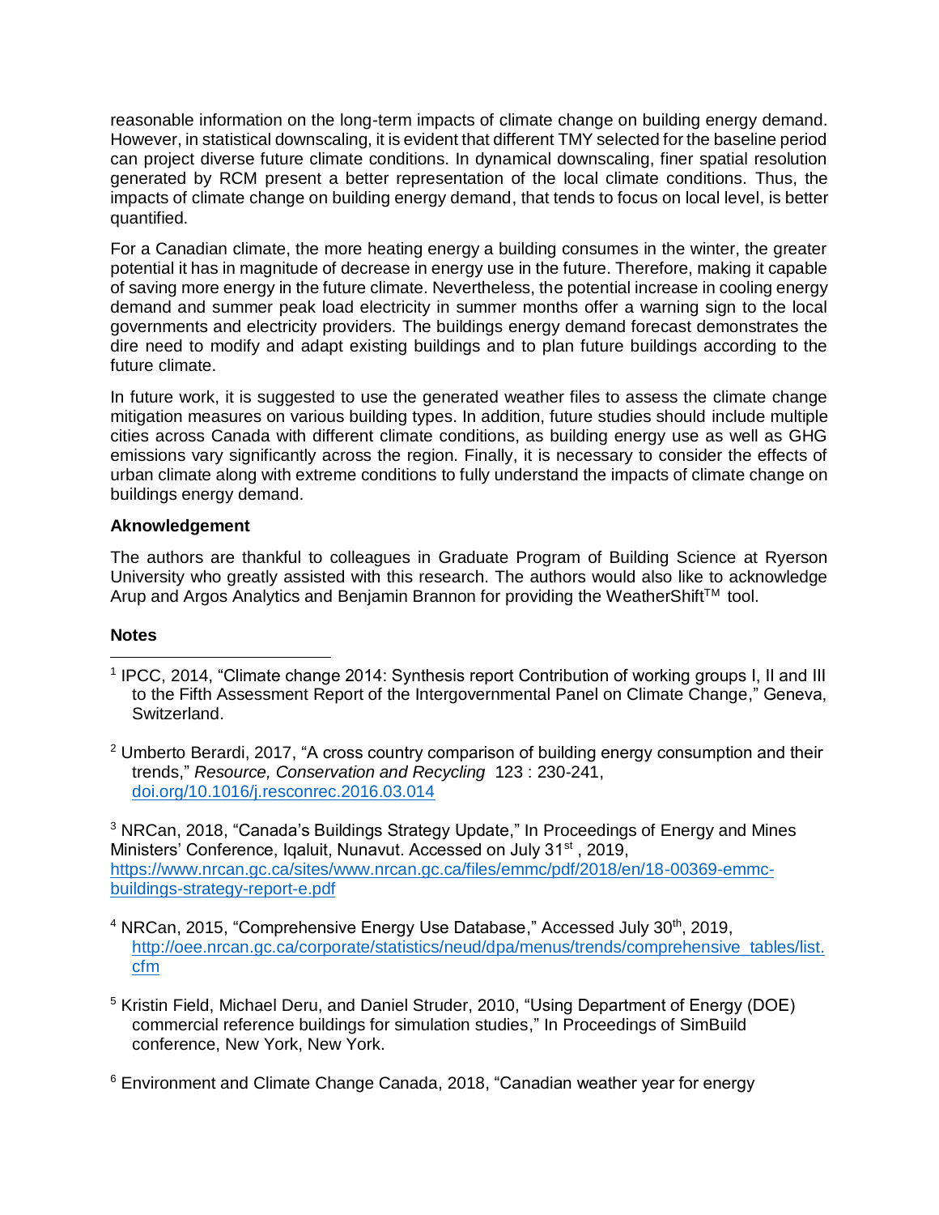reasonable information on the long-term impacts of climate change on building energy demand. However, in statistical downscaling, it is evident that different TMY selected for the baseline period can project diverse future climate conditions. In dynamical downscaling, finer spatial resolution generated by RCM present a better representation of the local climate conditions. Thus, the impacts of climate change on building energy demand, that tends to focus on local level, is better quantified.

For a Canadian climate, the more heating energy a building consumes in the winter, the greater potential it has in magnitude of decrease in energy use in the future. Therefore, making it capable of saving more energy in the future climate. Nevertheless, the potential increase in cooling energy demand and summer peak load electricity in summer months offer a warning sign to the local governments and electricity providers. The buildings energy demand forecast demonstrates the dire need to modify and adapt existing buildings and to plan future buildings according to the future climate.

In future work, it is suggested to use the generated weather files to assess the climate change mitigation measures on various building types. In addition, future studies should include multiple cities across Canada with different climate conditions, as building energy use as well as GHG emissions vary significantly across the region. Finally, it is necessary to consider the effects of urban climate along with extreme conditions to fully understand the impacts of climate change on buildings energy demand.

**Aknowledgement**

The authors are thankful to colleagues in Graduate Program of Building Science at Ryerson University who greatly assisted with this research. The authors would also like to acknowledge Arup and Argos Analytics and Benjamin Brannon for providing the WeatherShift™ tool.

**Notes**

[1] IPCC, 2014, "Climate change 2014: Synthesis report Contribution of working groups I, II and III to the Fifth Assessment Report of the Intergovernmental Panel on Climate Change," Geneva, Switzerland.

[2] Umberto Berardi, 2017, "A cross country comparison of building energy consumption and their trends," *Resource, Conservation and Recycling* 123 : 230-241, doi.org/10.1016/j.resconrec.2016.03.014

[3] NRCan, 2018, "Canada's Buildings Strategy Update," In Proceedings of Energy and Mines Ministers' Conference, Iqaluit, Nunavut. Accessed on July 31st , 2019, https://www.nrcan.gc.ca/sites/www.nrcan.gc.ca/files/emmc/pdf/2018/en/18-00369-emmc-buildings-strategy-report-e.pdf

[4] NRCan, 2015, "Comprehensive Energy Use Database," Accessed July 30th, 2019, http://oee.nrcan.gc.ca/corporate/statistics/neud/dpa/menus/trends/comprehensive_tables/list.cfm

[5] Kristin Field, Michael Deru, and Daniel Struder, 2010, "Using Department of Energy (DOE) commercial reference buildings for simulation studies," In Proceedings of SimBuild conference, New York, New York.

[6] Environment and Climate Change Canada, 2018, "Canadian weather year for energy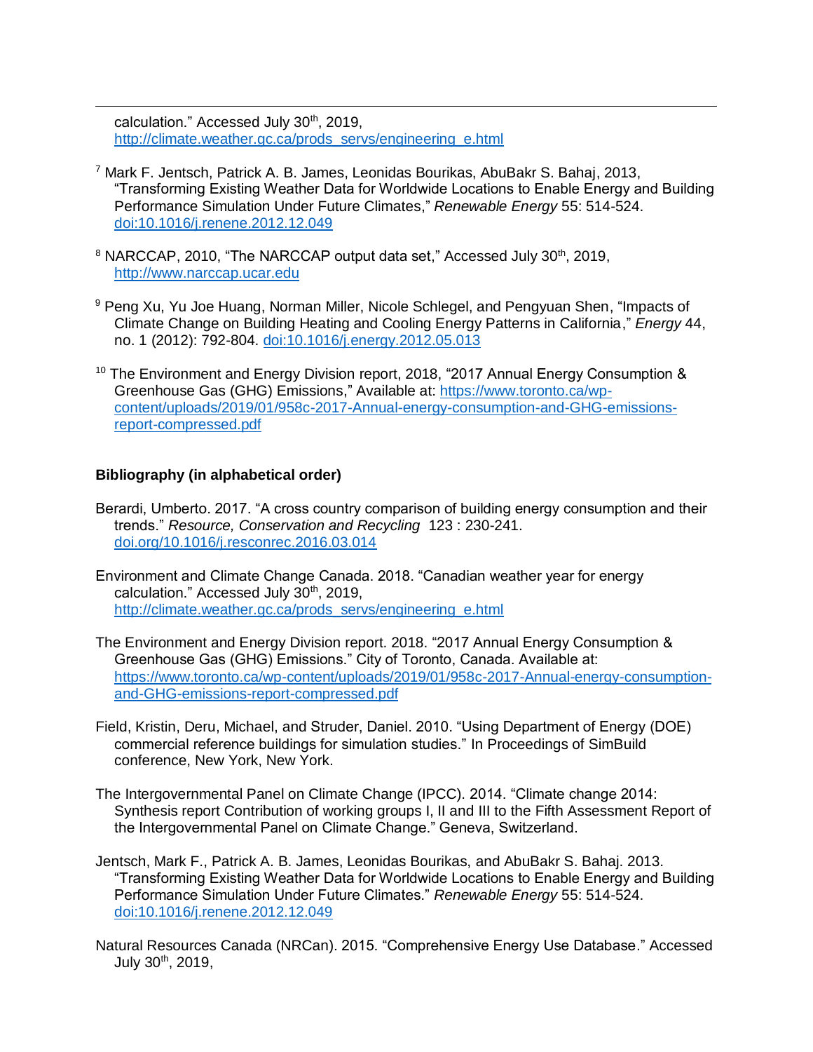calculation." Accessed July 30th, 2019, http://climate.weather.gc.ca/prods_servs/engineering_e.html

[7] Mark F. Jentsch, Patrick A. B. James, Leonidas Bourikas, AbuBakr S. Bahaj, 2013, "Transforming Existing Weather Data for Worldwide Locations to Enable Energy and Building Performance Simulation Under Future Climates," *Renewable Energy* 55: 514-524. doi:10.1016/j.renene.2012.12.049

[8] NARCCAP, 2010, "The NARCCAP output data set," Accessed July 30th, 2019, http://www.narccap.ucar.edu

[9] Peng Xu, Yu Joe Huang, Norman Miller, Nicole Schlegel, and Pengyuan Shen, "Impacts of Climate Change on Building Heating and Cooling Energy Patterns in California," *Energy* 44, no. 1 (2012): 792-804. doi:10.1016/j.energy.2012.05.013

[10] The Environment and Energy Division report, 2018, "2017 Annual Energy Consumption & Greenhouse Gas (GHG) Emissions," Available at: https://www.toronto.ca/wp-content/uploads/2019/01/958c-2017-Annual-energy-consumption-and-GHG-emissions-report-compressed.pdf

**Bibliography (in alphabetical order)**

Berardi, Umberto. 2017. "A cross country comparison of building energy consumption and their trends." *Resource, Conservation and Recycling* 123 : 230-241. doi.org/10.1016/j.resconrec.2016.03.014

Environment and Climate Change Canada. 2018. "Canadian weather year for energy calculation." Accessed July 30th, 2019, http://climate.weather.gc.ca/prods_servs/engineering_e.html

The Environment and Energy Division report. 2018. "2017 Annual Energy Consumption & Greenhouse Gas (GHG) Emissions." City of Toronto, Canada. Available at: https://www.toronto.ca/wp-content/uploads/2019/01/958c-2017-Annual-energy-consumption-and-GHG-emissions-report-compressed.pdf

Field, Kristin, Deru, Michael, and Struder, Daniel. 2010. "Using Department of Energy (DOE) commercial reference buildings for simulation studies." In Proceedings of SimBuild conference, New York, New York.

The Intergovernmental Panel on Climate Change (IPCC). 2014. "Climate change 2014: Synthesis report Contribution of working groups I, II and III to the Fifth Assessment Report of the Intergovernmental Panel on Climate Change." Geneva, Switzerland.

Jentsch, Mark F., Patrick A. B. James, Leonidas Bourikas, and AbuBakr S. Bahaj. 2013. "Transforming Existing Weather Data for Worldwide Locations to Enable Energy and Building Performance Simulation Under Future Climates." *Renewable Energy* 55: 514-524. doi:10.1016/j.renene.2012.12.049

Natural Resources Canada (NRCan). 2015. "Comprehensive Energy Use Database." Accessed July 30th, 2019,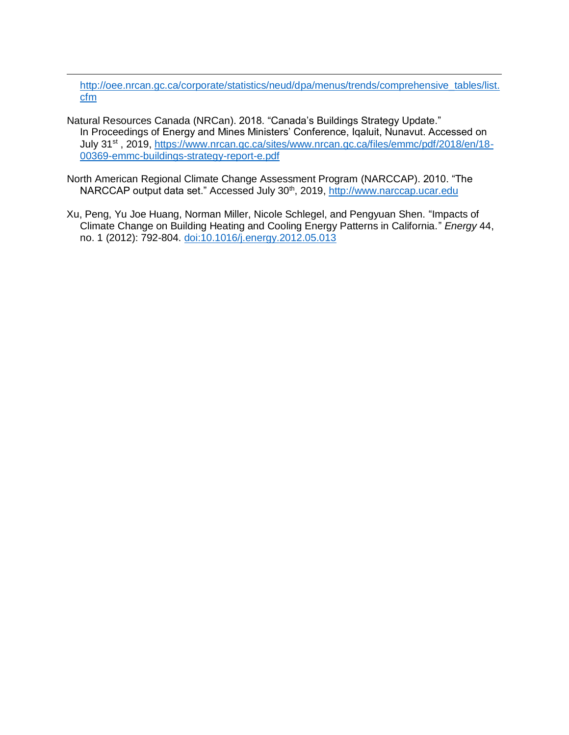http://oee.nrcan.gc.ca/corporate/statistics/neud/dpa/menus/trends/comprehensive_tables/list.cfm

Natural Resources Canada (NRCan). 2018. “Canada’s Buildings Strategy Update.” In Proceedings of Energy and Mines Ministers’ Conference, Iqaluit, Nunavut. Accessed on July 31st , 2019, https://www.nrcan.gc.ca/sites/www.nrcan.gc.ca/files/emmc/pdf/2018/en/18-00369-emmc-buildings-strategy-report-e.pdf

North American Regional Climate Change Assessment Program (NARCCAP). 2010. “The NARCCAP output data set.” Accessed July 30th, 2019, http://www.narccap.ucar.edu

Xu, Peng, Yu Joe Huang, Norman Miller, Nicole Schlegel, and Pengyuan Shen. “Impacts of Climate Change on Building Heating and Cooling Energy Patterns in California.” *Energy* 44, no. 1 (2012): 792-804. doi:10.1016/j.energy.2012.05.013